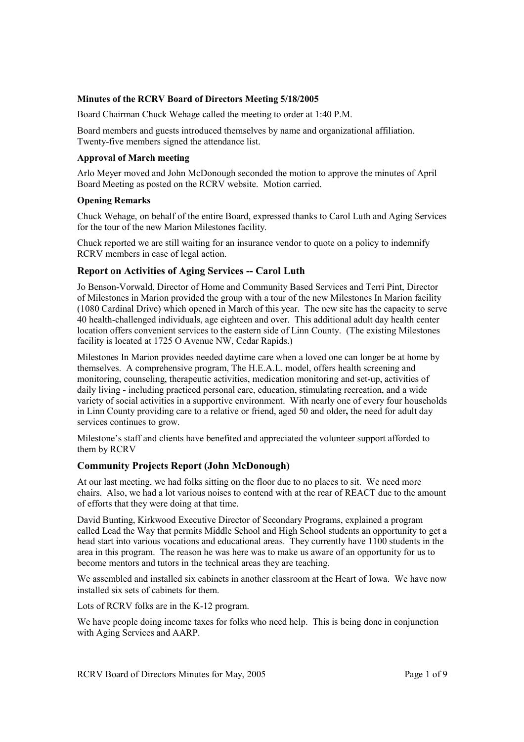**Minutes of the RCRV Board of Directors Meeting 5/18/2005**

Board Chairman Chuck Wehage called the meeting to order at 1:40 P.M.

Board members and guests introduced themselves by name and organizational affiliation. Twenty-five members signed the attendance list.

**Approval of March meeting**

Arlo Meyer moved and John McDonough seconded the motion to approve the minutes of April Board Meeting as posted on the RCRV website. Motion carried.

**Opening Remarks**

Chuck Wehage, on behalf of the entire Board, expressed thanks to Carol Luth and Aging Services for the tour of the new Marion Milestones facility.

Chuck reported we are still waiting for an insurance vendor to quote on a policy to indemnify RCRV members in case of legal action.

## Report on Activities of Aging Services -- Carol Luth

Jo Benson-Vorwald, Director of Home and Community Based Services and Terri Pint, Director of Milestones in Marion provided the group with a tour of the new Milestones In Marion facility (1080 Cardinal Drive) which opened in March of this year. The new site has the capacity to serve 40 health-challenged individuals, age eighteen and over. This additional adult day health center location offers convenient services to the eastern side of Linn County. (The existing Milestones facility is located at 1725 O Avenue NW, Cedar Rapids.)

Milestones In Marion provides needed daytime care when a loved one can longer be at home by themselves. A comprehensive program, The H.E.A.L. model, offers health screening and monitoring, counseling, therapeutic activities, medication monitoring and set-up, activities of daily living - including practiced personal care, education, stimulating recreation, and a wide variety of social activities in a supportive environment. With nearly one of every four households in Linn County providing care to a relative or friend, aged 50 and older**,** the need for adult day services continues to grow.

Milestone's staff and clients have benefited and appreciated the volunteer support afforded to them by RCRV

## Community Projects Report (John McDonough)

At our last meeting, we had folks sitting on the floor due to no places to sit. We need more chairs. Also, we had a lot various noises to contend with at the rear of REACT due to the amount of efforts that they were doing at that time.

David Bunting, Kirkwood Executive Director of Secondary Programs, explained a program called Lead the Way that permits Middle School and High School students an opportunity to get a head start into various vocations and educational areas. They currently have 1100 students in the area in this program. The reason he was here was to make us aware of an opportunity for us to become mentors and tutors in the technical areas they are teaching.

We assembled and installed six cabinets in another classroom at the Heart of Iowa. We have now installed six sets of cabinets for them.

Lots of RCRV folks are in the K-12 program.

We have people doing income taxes for folks who need help. This is being done in conjunction with Aging Services and AARP.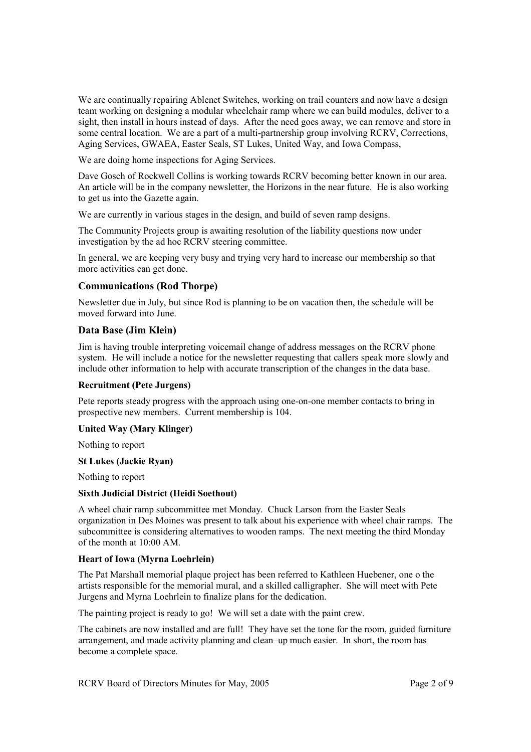We are continually repairing Ablenet Switches, working on trail counters and now have a design team working on designing a modular wheelchair ramp where we can build modules, deliver to a sight, then install in hours instead of days. After the need goes away, we can remove and store in some central location. We are a part of a multi-partnership group involving RCRV, Corrections, Aging Services, GWAEA, Easter Seals, ST Lukes, United Way, and Iowa Compass,

We are doing home inspections for Aging Services.

Dave Gosch of Rockwell Collins is working towards RCRV becoming better known in our area. An article will be in the company newsletter, the Horizons in the near future. He is also working to get us into the Gazette again.

We are currently in various stages in the design, and build of seven ramp designs.

The Community Projects group is awaiting resolution of the liability questions now under investigation by the ad hoc RCRV steering committee.

In general, we are keeping very busy and trying very hard to increase our membership so that more activities can get done.

## Communications (Rod Thorpe)

Newsletter due in July, but since Rod is planning to be on vacation then, the schedule will be moved forward into June.

## Data Base (Jim Klein)

Jim is having trouble interpreting voicemail change of address messages on the RCRV phone system. He will include a notice for the newsletter requesting that callers speak more slowly and include other information to help with accurate transcription of the changes in the data base.

### Recruitment (Pete Jurgens)

Pete reports steady progress with the approach using one-on-one member contacts to bring in prospective new members. Current membership is 104.

### United Way (Mary Klinger)

Nothing to report

### St Lukes (Jackie Ryan)

Nothing to report

### Sixth Judicial District (Heidi Soethout)

A wheel chair ramp subcommittee met Monday. Chuck Larson from the Easter Seals organization in Des Moines was present to talk about his experience with wheel chair ramps. The subcommittee is considering alternatives to wooden ramps. The next meeting the third Monday of the month at 10:00 AM.

### Heart of Iowa (Myrna Loehrlein)

The Pat Marshall memorial plaque project has been referred to Kathleen Huebener, one o the artists responsible for the memorial mural, and a skilled calligrapher. She will meet with Pete Jurgens and Myrna Loehrlein to finalize plans for the dedication.

The painting project is ready to go! We will set a date with the paint crew.

The cabinets are now installed and are full! They have set the tone for the room, guided furniture arrangement, and made activity planning and clean–up much easier. In short, the room has become a complete space.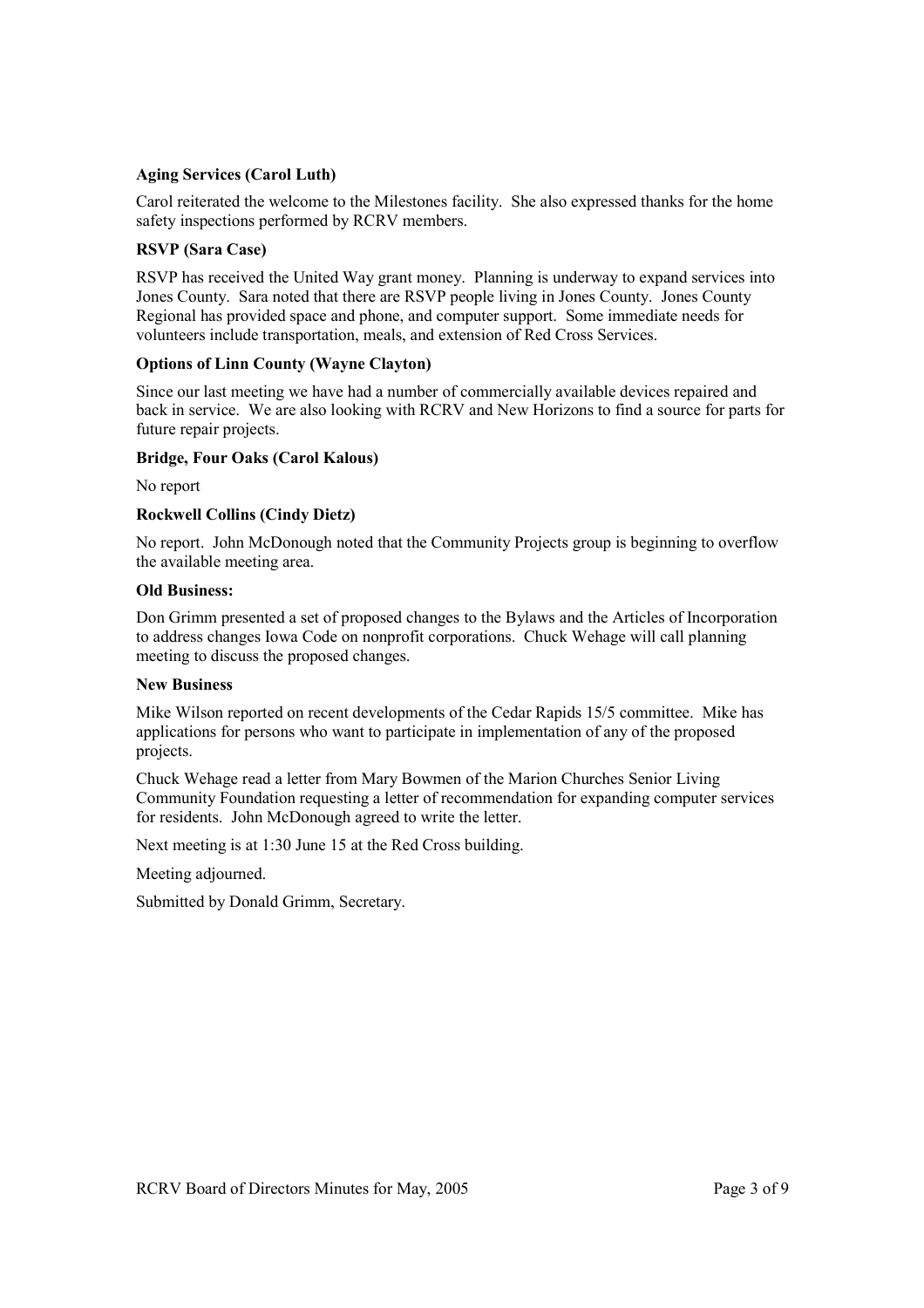**Aging Services (Carol Luth)**

Carol reiterated the welcome to the Milestones facility. She also expressed thanks for the home safety inspections performed by RCRV members.

**RSVP (Sara Case)**

RSVP has received the United Way grant money. Planning is underway to expand services into Jones County. Sara noted that there are RSVP people living in Jones County. Jones County Regional has provided space and phone, and computer support. Some immediate needs for volunteers include transportation, meals, and extension of Red Cross Services.

**Options of Linn County (Wayne Clayton)**

Since our last meeting we have had a number of commercially available devices repaired and back in service. We are also looking with RCRV and New Horizons to find a source for parts for future repair projects.

**Bridge, Four Oaks (Carol Kalous)**

No report

**Rockwell Collins (Cindy Dietz)**

No report. John McDonough noted that the Community Projects group is beginning to overflow the available meeting area.

**Old Business:**

Don Grimm presented a set of proposed changes to the Bylaws and the Articles of Incorporation to address changes Iowa Code on nonprofit corporations. Chuck Wehage will call planning meeting to discuss the proposed changes.

**New Business**

Mike Wilson reported on recent developments of the Cedar Rapids 15/5 committee. Mike has applications for persons who want to participate in implementation of any of the proposed projects.

Chuck Wehage read a letter from Mary Bowmen of the Marion Churches Senior Living Community Foundation requesting a letter of recommendation for expanding computer services for residents. John McDonough agreed to write the letter.

Next meeting is at 1:30 June 15 at the Red Cross building.

Meeting adjourned.

Submitted by Donald Grimm, Secretary.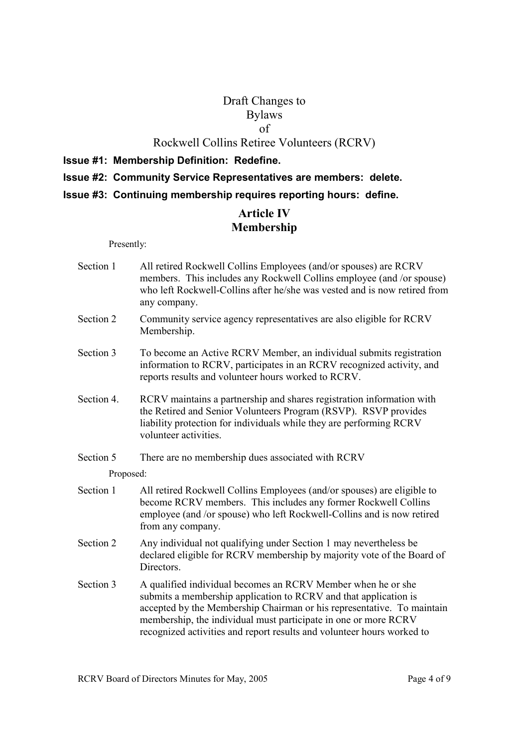# Draft Changes to Bylaws of Rockwell Collins Retiree Volunteers (RCRV)

**Issue #1: Membership Definition: Redefine.**

**Issue #2: Community Service Representatives are members: delete.**

**Issue #3: Continuing membership requires reporting hours: define.**

## Article IV
## Membership

Presently:

Section 1 All retired Rockwell Collins Employees (and/or spouses) are RCRV members. This includes any Rockwell Collins employee (and /or spouse) who left Rockwell-Collins after he/she was vested and is now retired from any company.

Section 2 Community service agency representatives are also eligible for RCRV Membership.

Section 3 To become an Active RCRV Member, an individual submits registration information to RCRV, participates in an RCRV recognized activity, and reports results and volunteer hours worked to RCRV.

Section 4. RCRV maintains a partnership and shares registration information with the Retired and Senior Volunteers Program (RSVP). RSVP provides liability protection for individuals while they are performing RCRV volunteer activities.

Section 5 There are no membership dues associated with RCRV

Proposed:

Section 1 All retired Rockwell Collins Employees (and/or spouses) are eligible to become RCRV members. This includes any former Rockwell Collins employee (and /or spouse) who left Rockwell-Collins and is now retired from any company.

Section 2 Any individual not qualifying under Section 1 may nevertheless be declared eligible for RCRV membership by majority vote of the Board of Directors.

Section 3 A qualified individual becomes an RCRV Member when he or she submits a membership application to RCRV and that application is accepted by the Membership Chairman or his representative. To maintain membership, the individual must participate in one or more RCRV recognized activities and report results and volunteer hours worked to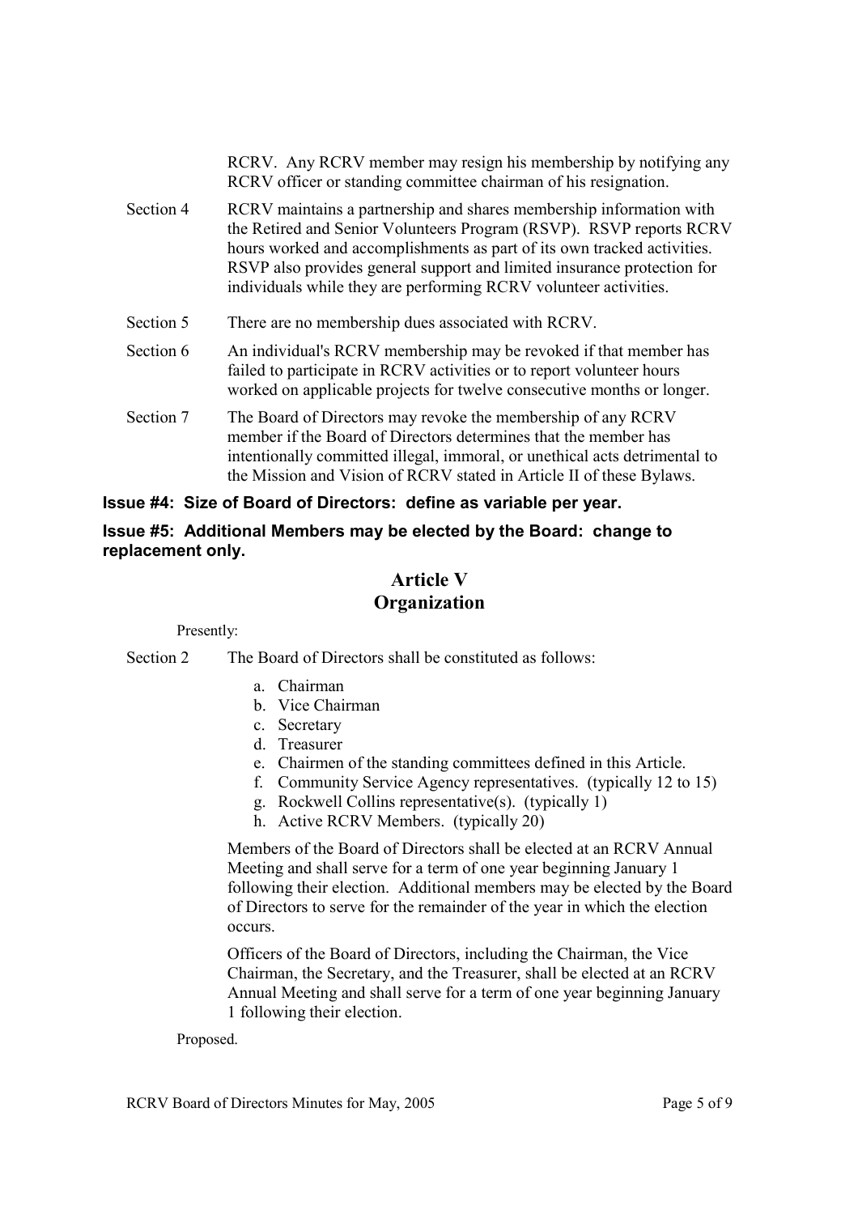RCRV. Any RCRV member may resign his membership by notifying any RCRV officer or standing committee chairman of his resignation.

Section 4 RCRV maintains a partnership and shares membership information with the Retired and Senior Volunteers Program (RSVP). RSVP reports RCRV hours worked and accomplishments as part of its own tracked activities. RSVP also provides general support and limited insurance protection for individuals while they are performing RCRV volunteer activities.

Section 5 There are no membership dues associated with RCRV.

Section 6 An individual's RCRV membership may be revoked if that member has failed to participate in RCRV activities or to report volunteer hours worked on applicable projects for twelve consecutive months or longer.

Section 7 The Board of Directors may revoke the membership of any RCRV member if the Board of Directors determines that the member has intentionally committed illegal, immoral, or unethical acts detrimental to the Mission and Vision of RCRV stated in Article II of these Bylaws.

**Issue #4: Size of Board of Directors: define as variable per year.**

**Issue #5: Additional Members may be elected by the Board: change to replacement only.**

## Article V
## Organization

Presently:

Section 2 The Board of Directors shall be constituted as follows:

a. Chairman
b. Vice Chairman
c. Secretary
d. Treasurer
e. Chairmen of the standing committees defined in this Article.
f. Community Service Agency representatives. (typically 12 to 15)
g. Rockwell Collins representative(s). (typically 1)
h. Active RCRV Members. (typically 20)

Members of the Board of Directors shall be elected at an RCRV Annual Meeting and shall serve for a term of one year beginning January 1 following their election. Additional members may be elected by the Board of Directors to serve for the remainder of the year in which the election occurs.

Officers of the Board of Directors, including the Chairman, the Vice Chairman, the Secretary, and the Treasurer, shall be elected at an RCRV Annual Meeting and shall serve for a term of one year beginning January 1 following their election.

Proposed.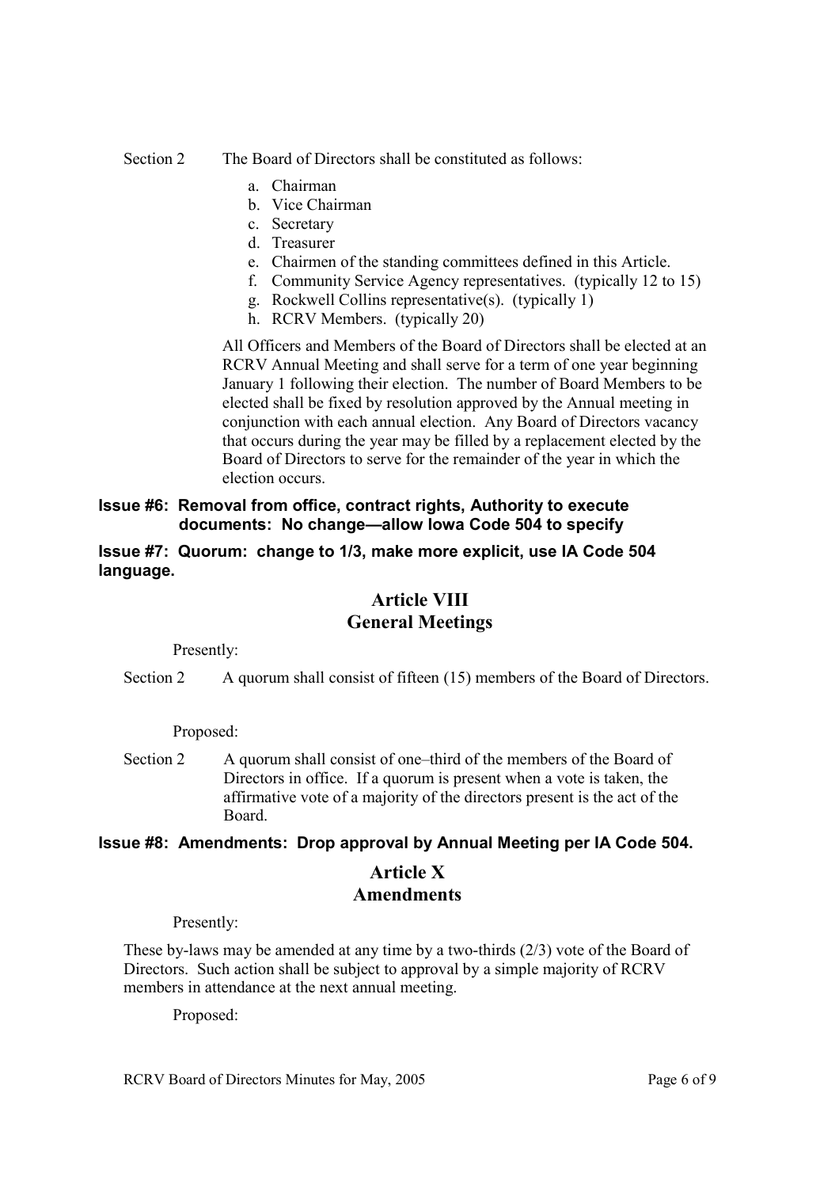Section 2 The Board of Directors shall be constituted as follows:

a. Chairman
b. Vice Chairman
c. Secretary
d. Treasurer
e. Chairmen of the standing committees defined in this Article.
f. Community Service Agency representatives. (typically 12 to 15)
g. Rockwell Collins representative(s). (typically 1)
h. RCRV Members. (typically 20)

All Officers and Members of the Board of Directors shall be elected at an RCRV Annual Meeting and shall serve for a term of one year beginning January 1 following their election. The number of Board Members to be elected shall be fixed by resolution approved by the Annual meeting in conjunction with each annual election. Any Board of Directors vacancy that occurs during the year may be filled by a replacement elected by the Board of Directors to serve for the remainder of the year in which the election occurs.

**Issue #6: Removal from office, contract rights, Authority to execute documents: No change—allow Iowa Code 504 to specify**

**Issue #7: Quorum: change to 1/3, make more explicit, use IA Code 504 language.**

## Article VIII
## General Meetings

Presently:

Section 2 A quorum shall consist of fifteen (15) members of the Board of Directors.

Proposed:

Section 2 A quorum shall consist of one–third of the members of the Board of Directors in office. If a quorum is present when a vote is taken, the affirmative vote of a majority of the directors present is the act of the Board.

**Issue #8: Amendments: Drop approval by Annual Meeting per IA Code 504.**

## Article X
## Amendments

Presently:

These by-laws may be amended at any time by a two-thirds (2/3) vote of the Board of Directors. Such action shall be subject to approval by a simple majority of RCRV members in attendance at the next annual meeting.

Proposed: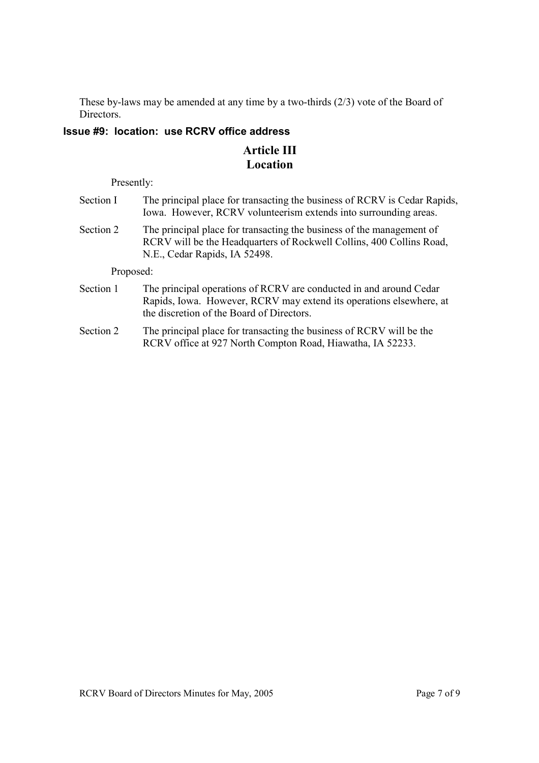These by-laws may be amended at any time by a two-thirds (2/3) vote of the Board of Directors.

### Issue #9: location: use RCRV office address

## Article III
## Location

Presently:

Section I The principal place for transacting the business of RCRV is Cedar Rapids, Iowa. However, RCRV volunteerism extends into surrounding areas.

Section 2 The principal place for transacting the business of the management of RCRV will be the Headquarters of Rockwell Collins, 400 Collins Road, N.E., Cedar Rapids, IA 52498.

Proposed:

Section 1 The principal operations of RCRV are conducted in and around Cedar Rapids, Iowa. However, RCRV may extend its operations elsewhere, at the discretion of the Board of Directors.

Section 2 The principal place for transacting the business of RCRV will be the RCRV office at 927 North Compton Road, Hiawatha, IA 52233.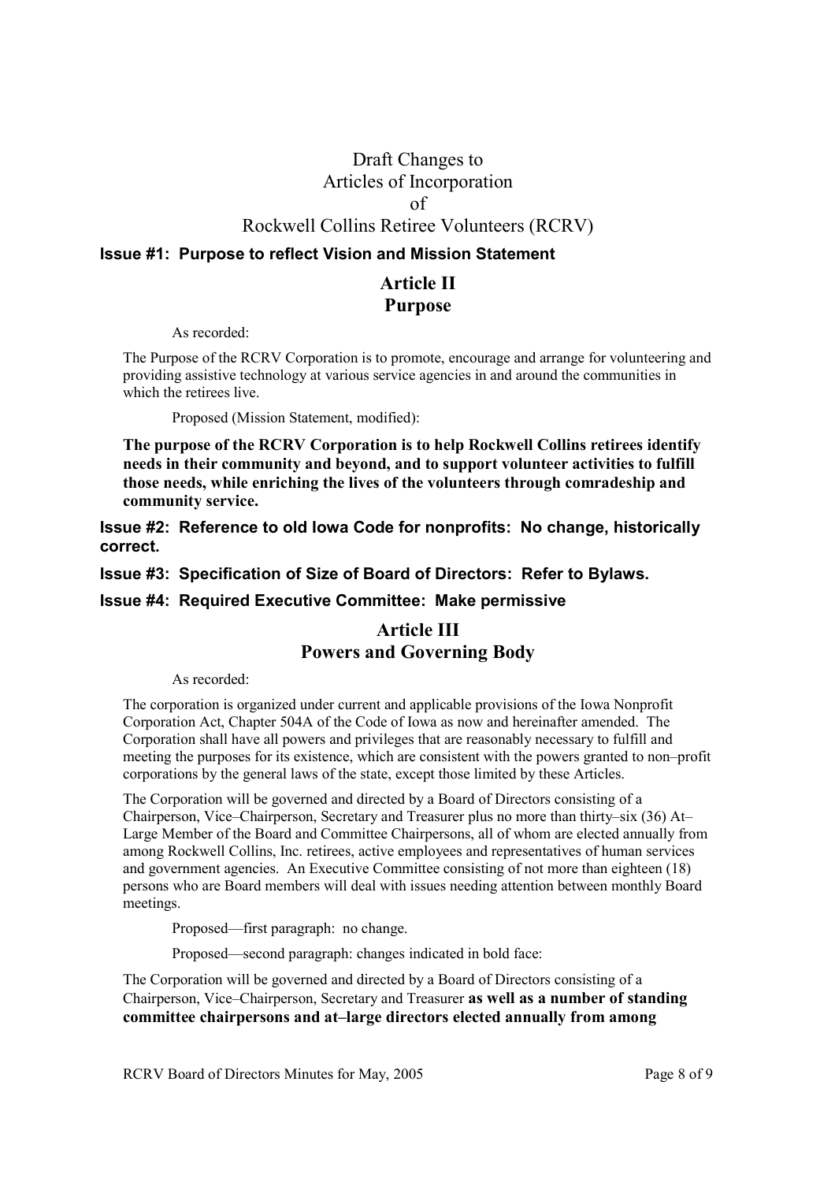# Draft Changes to Articles of Incorporation of Rockwell Collins Retiree Volunteers (RCRV)

### Issue #1: Purpose to reflect Vision and Mission Statement

## Article II
## Purpose

As recorded:

The Purpose of the RCRV Corporation is to promote, encourage and arrange for volunteering and providing assistive technology at various service agencies in and around the communities in which the retirees live.

Proposed (Mission Statement, modified):

**The purpose of the RCRV Corporation is to help Rockwell Collins retirees identify needs in their community and beyond, and to support volunteer activities to fulfill those needs, while enriching the lives of the volunteers through comradeship and community service.**

### Issue #2: Reference to old Iowa Code for nonprofits: No change, historically correct.

### Issue #3: Specification of Size of Board of Directors: Refer to Bylaws.

### Issue #4: Required Executive Committee: Make permissive

## Article III
## Powers and Governing Body

As recorded:

The corporation is organized under current and applicable provisions of the Iowa Nonprofit Corporation Act, Chapter 504A of the Code of Iowa as now and hereinafter amended. The Corporation shall have all powers and privileges that are reasonably necessary to fulfill and meeting the purposes for its existence, which are consistent with the powers granted to non–profit corporations by the general laws of the state, except those limited by these Articles.

The Corporation will be governed and directed by a Board of Directors consisting of a Chairperson, Vice–Chairperson, Secretary and Treasurer plus no more than thirty–six (36) At–Large Member of the Board and Committee Chairpersons, all of whom are elected annually from among Rockwell Collins, Inc. retirees, active employees and representatives of human services and government agencies. An Executive Committee consisting of not more than eighteen (18) persons who are Board members will deal with issues needing attention between monthly Board meetings.

Proposed—first paragraph: no change.

Proposed—second paragraph: changes indicated in bold face:

The Corporation will be governed and directed by a Board of Directors consisting of a Chairperson, Vice–Chairperson, Secretary and Treasurer **as well as a number of standing committee chairpersons and at–large directors elected annually from among**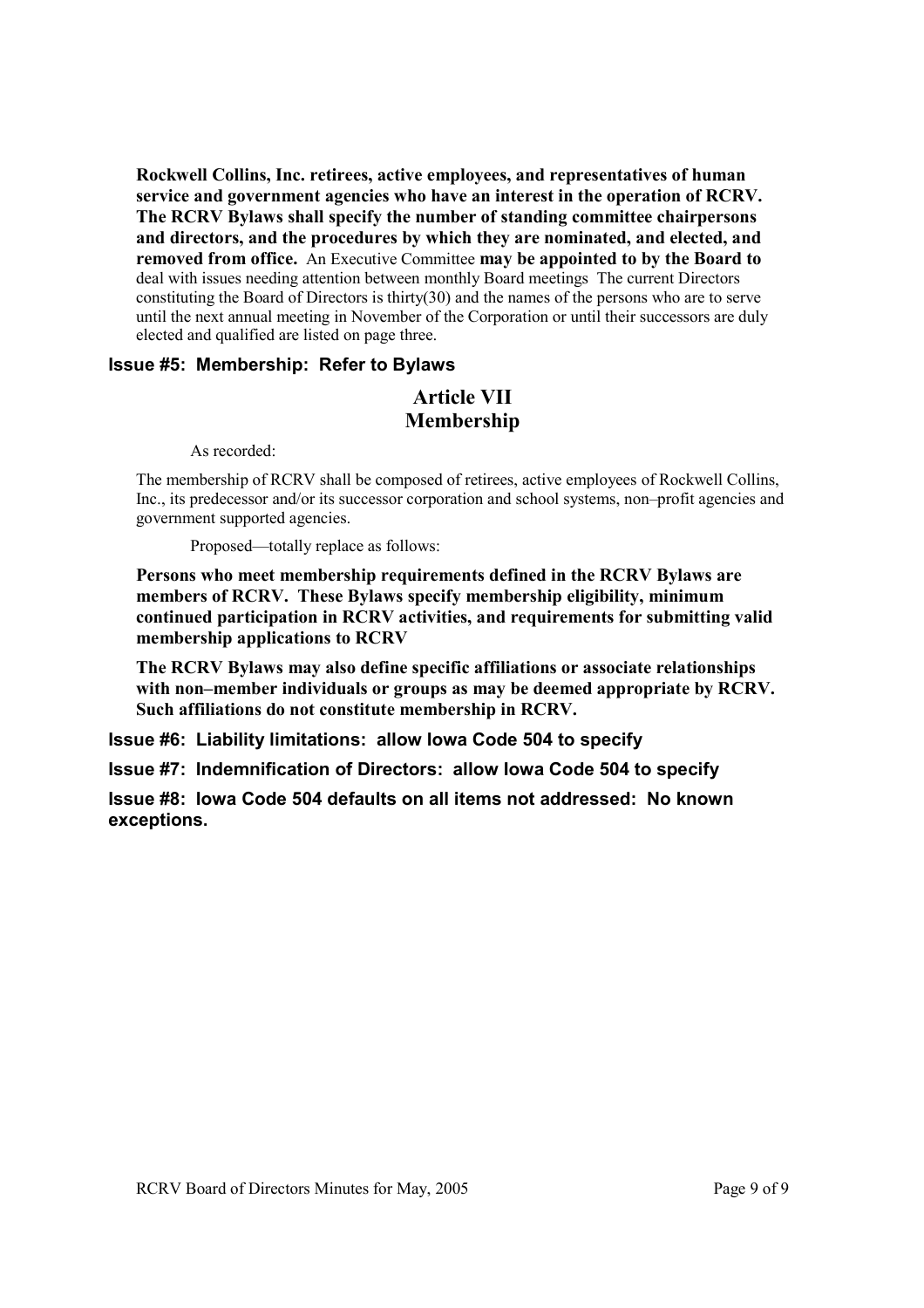**Rockwell Collins, Inc. retirees, active employees, and representatives of human service and government agencies who have an interest in the operation of RCRV. The RCRV Bylaws shall specify the number of standing committee chairpersons and directors, and the procedures by which they are nominated, and elected, and removed from office.** An Executive Committee **may be appointed to by the Board to** deal with issues needing attention between monthly Board meetings The current Directors constituting the Board of Directors is thirty(30) and the names of the persons who are to serve until the next annual meeting in November of the Corporation or until their successors are duly elected and qualified are listed on page three.

### Issue #5: Membership: Refer to Bylaws

## Article VII
## Membership

As recorded:

The membership of RCRV shall be composed of retirees, active employees of Rockwell Collins, Inc., its predecessor and/or its successor corporation and school systems, non–profit agencies and government supported agencies.

Proposed—totally replace as follows:

**Persons who meet membership requirements defined in the RCRV Bylaws are members of RCRV. These Bylaws specify membership eligibility, minimum continued participation in RCRV activities, and requirements for submitting valid membership applications to RCRV**

**The RCRV Bylaws may also define specific affiliations or associate relationships with non–member individuals or groups as may be deemed appropriate by RCRV. Such affiliations do not constitute membership in RCRV.**

### Issue #6: Liability limitations: allow Iowa Code 504 to specify

### Issue #7: Indemnification of Directors: allow Iowa Code 504 to specify

### Issue #8: Iowa Code 504 defaults on all items not addressed: No known exceptions.